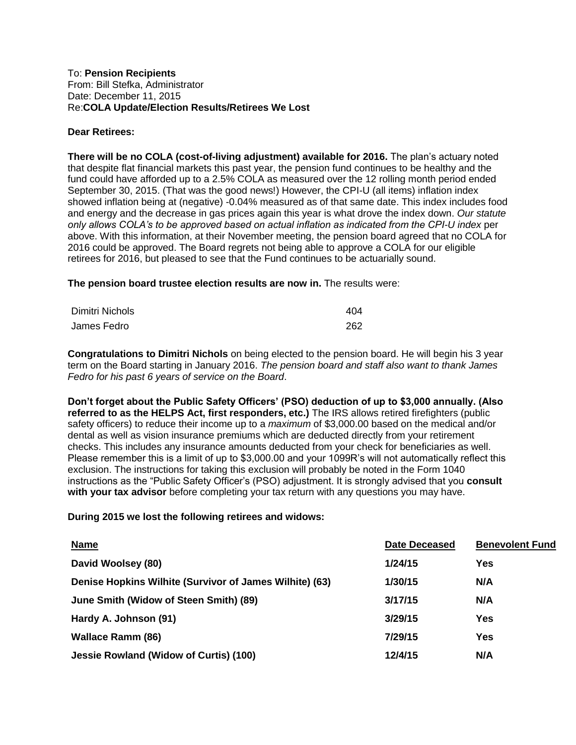To: **Pension Recipients**
From: Bill Stefka, Administrator
Date: December 11, 2015
Re:**COLA Update/Election Results/Retirees We Lost**

**Dear Retirees:**

**There will be no COLA (cost-of-living adjustment) available for 2016.** The plan's actuary noted that despite flat financial markets this past year, the pension fund continues to be healthy and the fund could have afforded up to a 2.5% COLA as measured over the 12 rolling month period ended September 30, 2015. (That was the good news!) However, the CPI-U (all items) inflation index showed inflation being at (negative) -0.04% measured as of that same date. This index includes food and energy and the decrease in gas prices again this year is what drove the index down. *Our statute only allows COLA's to be approved based on actual inflation as indicated from the CPI-U index* per above. With this information, at their November meeting, the pension board agreed that no COLA for 2016 could be approved. The Board regrets not being able to approve a COLA for our eligible retirees for 2016, but pleased to see that the Fund continues to be actuarially sound.

**The pension board trustee election results are now in.** The results were:

| | |
|---|---|
| Dimitri Nichols | 404 |
| James Fedro | 262 |

**Congratulations to Dimitri Nichols** on being elected to the pension board. He will begin his 3 year term on the Board starting in January 2016. *The pension board and staff also want to thank James Fedro for his past 6 years of service on the Board*.

**Don't forget about the Public Safety Officers' (PSO) deduction of up to $3,000 annually. (Also referred to as the HELPS Act, first responders, etc.)** The IRS allows retired firefighters (public safety officers) to reduce their income up to a *maximum* of $3,000.00 based on the medical and/or dental as well as vision insurance premiums which are deducted directly from your retirement checks. This includes any insurance amounts deducted from your check for beneficiaries as well. Please remember this is a limit of up to $3,000.00 and your 1099R's will not automatically reflect this exclusion. The instructions for taking this exclusion will probably be noted in the Form 1040 instructions as the "Public Safety Officer's (PSO) adjustment. It is strongly advised that you **consult with your tax advisor** before completing your tax return with any questions you may have.

**During 2015 we lost the following retirees and widows:**

| Name | Date Deceased | Benevolent Fund |
|---|---|---|
| **David Woolsey (80)** | **1/24/15** | **Yes** |
| **Denise Hopkins Wilhite (Survivor of James Wilhite) (63)** | **1/30/15** | **N/A** |
| **June Smith (Widow of Steen Smith) (89)** | **3/17/15** | **N/A** |
| **Hardy A. Johnson (91)** | **3/29/15** | **Yes** |
| **Wallace Ramm (86)** | **7/29/15** | **Yes** |
| **Jessie Rowland (Widow of Curtis) (100)** | **12/4/15** | **N/A** |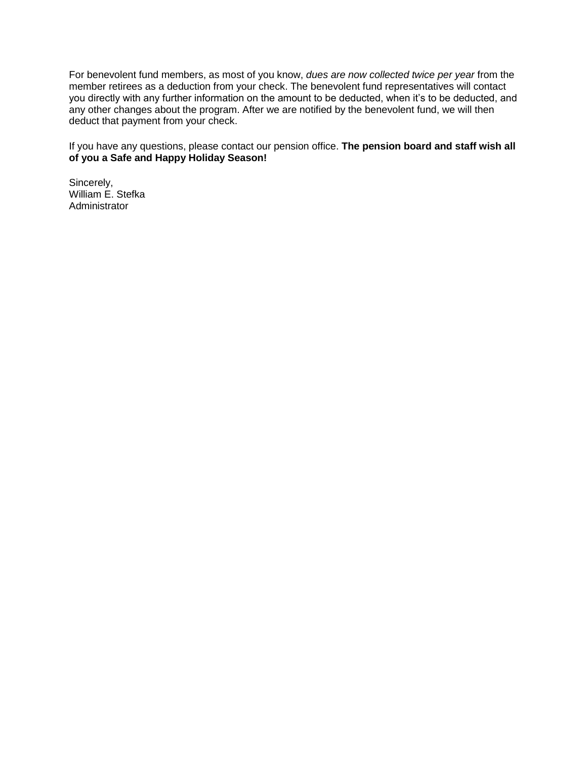For benevolent fund members, as most of you know, *dues are now collected twice per year* from the member retirees as a deduction from your check. The benevolent fund representatives will contact you directly with any further information on the amount to be deducted, when it's to be deducted, and any other changes about the program. After we are notified by the benevolent fund, we will then deduct that payment from your check.

If you have any questions, please contact our pension office. **The pension board and staff wish all of you a Safe and Happy Holiday Season!**

Sincerely,
William E. Stefka
Administrator